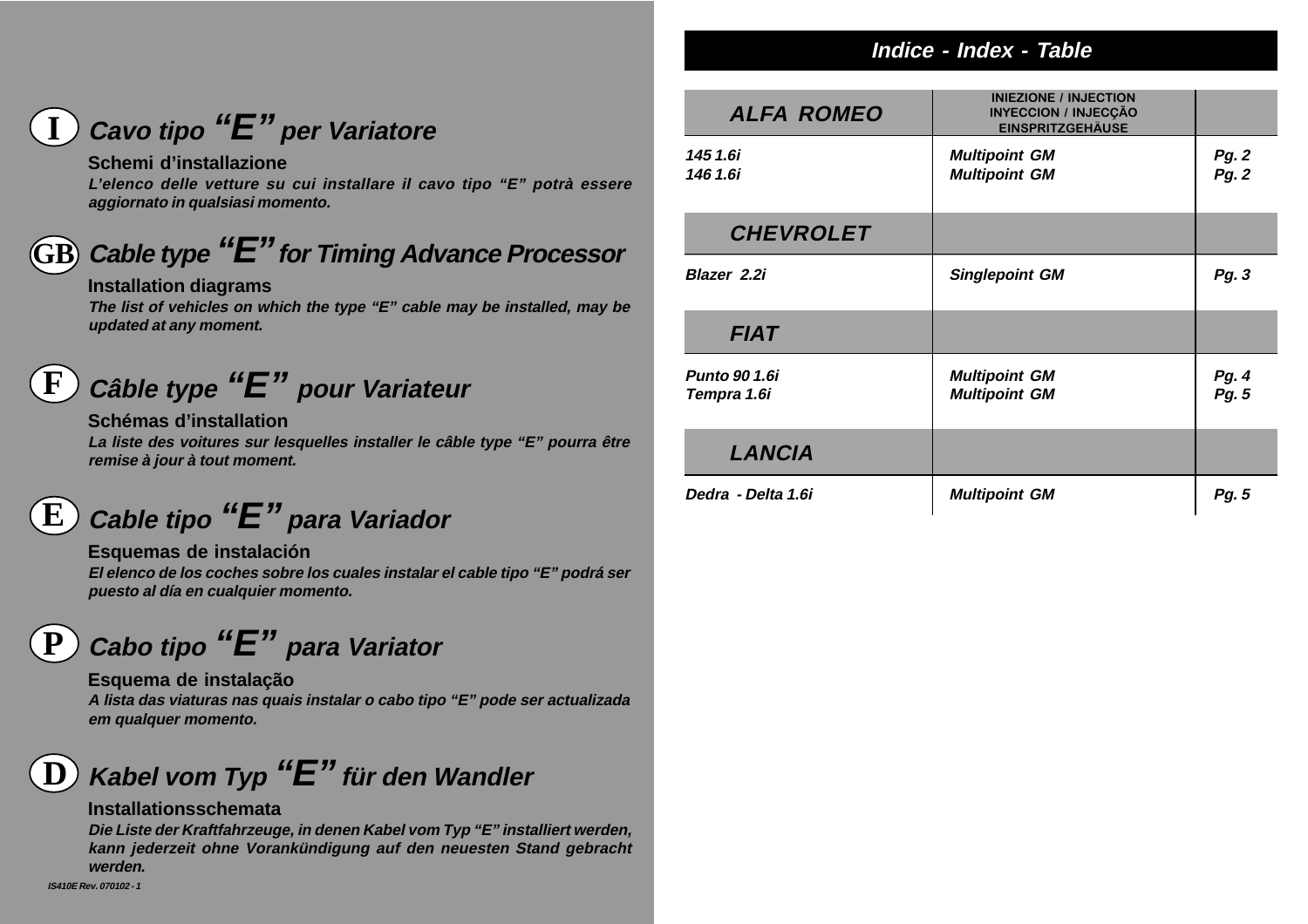## I — *Cavo tipo "E" per Variatore*

**Schemi d'installazione**

***L'elenco delle vetture su cui installare il cavo tipo "E" potrà essere aggiornato in qualsiasi momento.***

## GB — *Cable type "E" for Timing Advance Processor*

**Installation diagrams**

***The list of vehicles on which the type "E" cable may be installed, may be updated at any moment.***

## F — *Câble type "E" pour Variateur*

**Schémas d'installation**

***La liste des voitures sur lesquelles installer le câble type "E" pourra être remise à jour à tout moment.***

## E — *Cable tipo "E" para Variador*

**Esquemas de instalación**

***El elenco de los coches sobre los cuales instalar el cable tipo "E" podrá ser puesto al día en cualquier momento.***

## P — *Cabo tipo "E" para Variator*

**Esquema de instalação**

***A lista das viaturas nas quais instalar o cabo tipo "E" pode ser actualizada em qualquer momento.***

## D — *Kabel vom Typ "E" für den Wandler*

**Installationsschemata**

***Die Liste der Kraftfahrzeuge, in denen Kabel vom Typ "E" installiert werden, kann jederzeit ohne Vorankündigung auf den neuesten Stand gebracht werden.***

*IS410E Rev. 070102 - 1*

## *Indice - Index - Table*

| ***ALFA ROMEO*** | **INIEZIONE / INJECTION INYECCION / INJECÇÃO EINSPRITZGEHÄUSE** | |
|---|---|---|
| *145 1.6i* | *Multipoint GM* | *Pg. 2* |
| *146 1.6i* | *Multipoint GM* | *Pg. 2* |
| ***CHEVROLET*** | | |
| *Blazer 2.2i* | *Singlepoint GM* | *Pg. 3* |
| ***FIAT*** | | |
| *Punto 90 1.6i* | *Multipoint GM* | *Pg. 4* |
| *Tempra 1.6i* | *Multipoint GM* | *Pg. 5* |
| ***LANCIA*** | | |
| *Dedra - Delta 1.6i* | *Multipoint GM* | *Pg. 5* |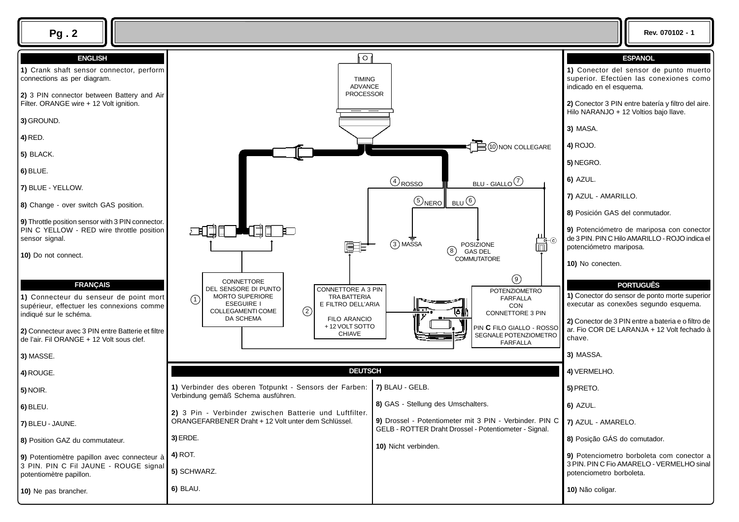## ENGLISH

**1)** Crank shaft sensor connector, perform connections as per diagram.

**2)** 3 PIN connector between Battery and Air Filter. ORANGE wire + 12 Volt ignition.

**3)** GROUND.

**4)** RED.

**5)** BLACK.

**6)** BLUE.

**7)** BLUE - YELLOW.

**8)** Change - over switch GAS position.

**9)** Throttle position sensor with 3 PIN connector. PIN C YELLOW - RED wire throttle position sensor signal.

**10)** Do not connect.

## FRANÇAIS

**1)** Connecteur du senseur de point mort supérieur, effectuer les connexions comme indiqué sur le schéma.

**2)** Connecteur avec 3 PIN entre Batterie et filtre de l'air. Fil ORANGE + 12 Volt sous clef.

**3)** MASSE.

**4)** ROUGE.

**5)** NOIR.

**6)** BLEU.

**7)** BLEU - JAUNE.

**8)** Position GAZ du commutateur.

**9)** Potentiomètre papillon avec connecteur à 3 PIN. PIN C Fil JAUNE - ROUGE signal potentiomètre papillon.

**10)** Ne pas brancher.

TIMING ADVANCE PROCESSOR

10 NON COLLEGARE

4 ROSSO

BLU - GIALLO 7

5 NERO

BLU 6

3 MASSA

8 POSIZIONE GAS DEL COMMUTATORE

9

1 CONNETTORE DEL SENSORE DI PUNTO MORTO SUPERIORE ESEGUIRE I COLLEGAMENTI COME DA SCHEMA

2 CONNETTORE A 3 PIN TRA BATTERIA E FILTRO DELL'ARIA FILO ARANCIO + 12 VOLT SOTTO CHIAVE

POTENZIOMETRO FARFALLA CON CONNETTORE 3 PIN

PIN **C** FILO GIALLO - ROSSO SEGNALE POTENZIOMETRO FARFALLA

## DEUTSCH

**1)** Verbinder des oberen Totpunkt - Sensors der Farben: Verbindung gemäß Schema ausführen.

**2)** 3 Pin - Verbinder zwischen Batterie und Luftfilter. ORANGEFARBENER Draht + 12 Volt unter dem Schlüssel.

**3)** ERDE.

**4)** ROT.

**5)** SCHWARZ.

**6)** BLAU.

**7)** BLAU - GELB.

**8)** GAS - Stellung des Umschalters.

**9)** Drossel - Potentiometer mit 3 PIN - Verbinder. PIN C GELB - ROTTER Draht Drossel - Potentiometer - Signal.

**10)** Nicht verbinden.

## ESPANOL

**1)** Conector del sensor de punto muerto superior. Efectúen las conexiones como indicado en el esquema.

**2)** Conector 3 PIN entre batería y filtro del aire. Hilo NARANJO + 12 Voltios bajo llave.

**3)** MASA.

**4)** ROJO.

**5)** NEGRO.

**6)** AZUL.

**7)** AZUL - AMARILLO.

**8)** Posición GAS del conmutador.

**9)** Potenciómetro de mariposa con conector de 3 PIN. PIN C Hilo AMARILLO - ROJO indica el potenciómetro mariposa.

**10)** No conecten.

## PORTUGUÊS

**1)** Conector do sensor de ponto morte superior executar as conexões segundo esquema.

**2)** Conector de 3 PIN entre a bateria e o filtro de ar. Fio COR DE LARANJA + 12 Volt fechado à chave.

**3)** MASSA.

**4)** VERMELHO.

**5)** PRETO.

**6)** AZUL.

**7)** AZUL - AMARELO.

**8)** Posição GÁS do comutador.

**9)** Potenciometro borboleta com conector a 3 PIN. PIN C Fio AMARELO - VERMELHO sinal potenciometro borboleta.

**10)** Não coligar.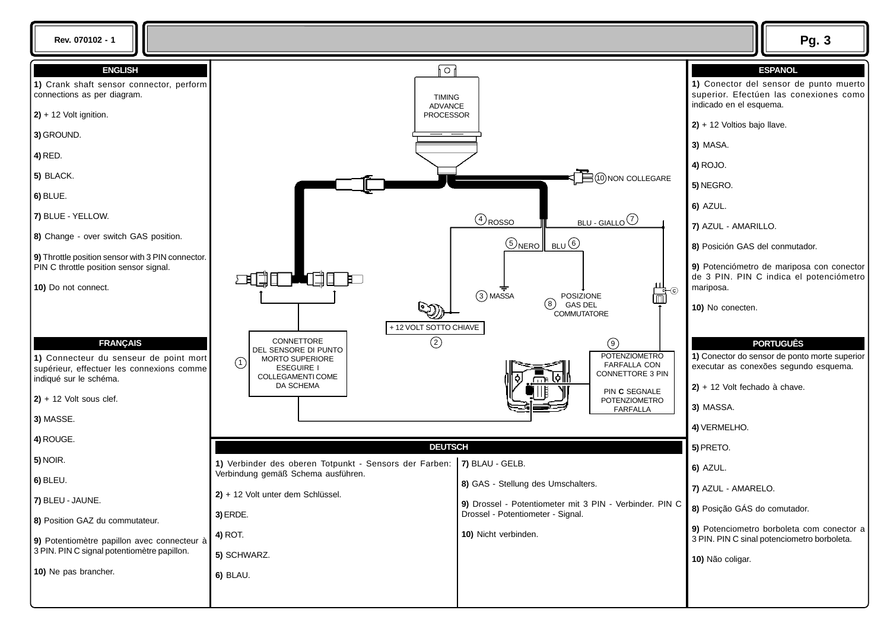## ENGLISH

**1)** Crank shaft sensor connector, perform connections as per diagram.

**2)** + 12 Volt ignition.

**3)** GROUND.

**4)** RED.

**5)** BLACK.

**6)** BLUE.

**7)** BLUE - YELLOW.

**8)** Change - over switch GAS position.

**9)** Throttle position sensor with 3 PIN connector. PIN C throttle position sensor signal.

**10)** Do not connect.

## FRANÇAIS

**1)** Connecteur du senseur de point mort supérieur, effectuer les connexions comme indiqué sur le schéma.

**2)** + 12 Volt sous clef.

**3)** MASSE.

**4)** ROUGE.

**5)** NOIR.

**6)** BLEU.

**7)** BLEU - JAUNE.

**8)** Position GAZ du commutateur.

**9)** Potentiomètre papillon avec connecteur à 3 PIN. PIN C signal potentiomètre papillon.

**10)** Ne pas brancher.

TIMING ADVANCE PROCESSOR

(10) NON COLLEGARE

(4) ROSSO

(7) BLU - GIALLO

(5) NERO

(6) BLU

(3) MASSA

(8) POSIZIONE GAS DEL COMMUTATORE

+ 12 VOLT SOTTO CHIAVE

(2)

(9)

(1) CONNETTORE DEL SENSORE DI PUNTO MORTO SUPERIORE ESEGUIRE I COLLEGAMENTI COME DA SCHEMA

POTENZIOMETRO FARFALLA CON CONNETTORE 3 PIN

PIN **C** SEGNALE POTENZIOMETRO FARFALLA

## DEUTSCH

**1)** Verbinder des oberen Totpunkt - Sensors der Farben: Verbindung gemäß Schema ausführen.

**2)** + 12 Volt unter dem Schlüssel.

**3)** ERDE.

**4)** ROT.

**5)** SCHWARZ.

**6)** BLAU.

**7)** BLAU - GELB.

**8)** GAS - Stellung des Umschalters.

**9)** Drossel - Potentiometer mit 3 PIN - Verbinder. PIN C Drossel - Potentiometer - Signal.

**10)** Nicht verbinden.

## ESPANOL

**1)** Conector del sensor de punto muerto superior. Efectúen las conexiones como indicado en el esquema.

**2)** + 12 Voltios bajo llave.

**3)** MASA.

**4)** ROJO.

**5)** NEGRO.

**6)** AZUL.

**7)** AZUL - AMARILLO.

**8)** Posición GAS del conmutador.

**9)** Potenciómetro de mariposa con conector de 3 PIN. PIN C indica el potenciómetro mariposa.

**10)** No conecten.

## PORTUGUÊS

**1)** Conector do sensor de ponto morte superior executar as conexões segundo esquema.

**2)** + 12 Volt fechado à chave.

**3)** MASSA.

**4)** VERMELHO.

**5)** PRETO.

**6)** AZUL.

**7)** AZUL - AMARELO.

**8)** Posição GÁS do comutador.

**9)** Potenciometro borboleta com conector a 3 PIN. PIN C sinal potenciometro borboleta.

**10)** Não coligar.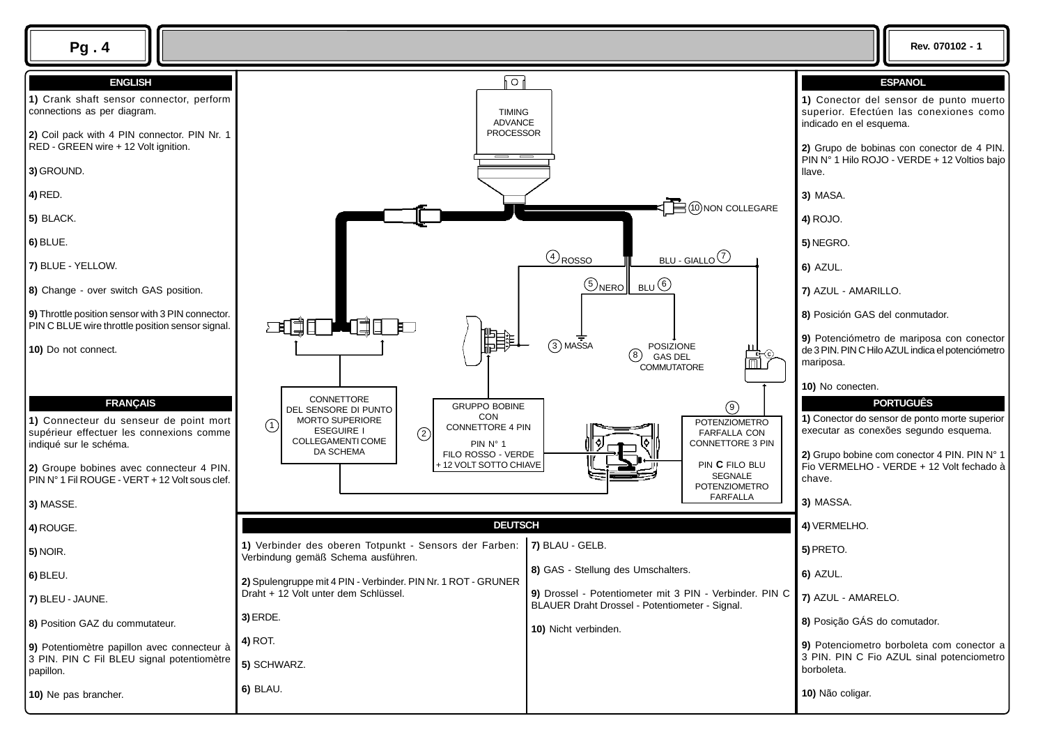## ENGLISH

**1)** Crank shaft sensor connector, perform connections as per diagram.

**2)** Coil pack with 4 PIN connector. PIN Nr. 1 RED - GREEN wire + 12 Volt ignition.

**3)** GROUND.

**4)** RED.

**5)** BLACK.

**6)** BLUE.

**7)** BLUE - YELLOW.

**8)** Change - over switch GAS position.

**9)** Throttle position sensor with 3 PIN connector. PIN C BLUE wire throttle position sensor signal.

**10)** Do not connect.

## FRANÇAIS

**1)** Connecteur du senseur de point mort supérieur effectuer les connexions comme indiqué sur le schéma.

**2)** Groupe bobines avec connecteur 4 PIN. PIN N° 1 Fil ROUGE - VERT + 12 Volt sous clef.

**3)** MASSE.

**4)** ROUGE.

**5)** NOIR.

**6)** BLEU.

**7)** BLEU - JAUNE.

**8)** Position GAZ du commutateur.

**9)** Potentiomètre papillon avec connecteur à 3 PIN. PIN C Fil BLEU signal potentiomètre papillon.

**10)** Ne pas brancher.

TIMING ADVANCE PROCESSOR

10 NON COLLEGARE

4 ROSSO

BLU - GIALLO 7

5 NERO

BLU 6

3 MASSA

8 POSIZIONE GAS DEL COMMUTATORE

1 CONNETTORE DEL SENSORE DI PUNTO MORTO SUPERIORE ESEGUIRE I COLLEGAMENTI COME DA SCHEMA

2 GRUPPO BOBINE CON CONNETTORE 4 PIN
PIN N° 1 FILO ROSSO - VERDE + 12 VOLT SOTTO CHIAVE

9 POTENZIOMETRO FARFALLA CON CONNETTORE 3 PIN
PIN **C** FILO BLU SEGNALE POTENZIOMETRO FARFALLA

## DEUTSCH

**1)** Verbinder des oberen Totpunkt - Sensors der Farben: Verbindung gemäß Schema ausführen.

**2)** Spulengruppe mit 4 PIN - Verbinder. PIN Nr. 1 ROT - GRUNER Draht + 12 Volt unter dem Schlüssel.

**3)** ERDE.

**4)** ROT.

**5)** SCHWARZ.

**6)** BLAU.

**7)** BLAU - GELB.

**8)** GAS - Stellung des Umschalters.

**9)** Drossel - Potentiometer mit 3 PIN - Verbinder. PIN C BLAUER Draht Drossel - Potentiometer - Signal.

**10)** Nicht verbinden.

## ESPANOL

**1)** Conector del sensor de punto muerto superior. Efectúen las conexiones como indicado en el esquema.

**2)** Grupo de bobinas con conector de 4 PIN. PIN N° 1 Hilo ROJO - VERDE + 12 Voltios bajo llave.

**3)** MASA.

**4)** ROJO.

**5)** NEGRO.

**6)** AZUL.

**7)** AZUL - AMARILLO.

**8)** Posición GAS del conmutador.

**9)** Potenciómetro de mariposa con conector de 3 PIN. PIN C Hilo AZUL indica el potenciómetro mariposa.

**10)** No conecten.

## PORTUGUÊS

**1)** Conector do sensor de ponto morte superior executar as conexões segundo esquema.

**2)** Grupo bobine com conector 4 PIN. PIN N° 1 Fio VERMELHO - VERDE + 12 Volt fechado à chave.

**3)** MASSA.

**4)** VERMELHO.

**5)** PRETO.

**6)** AZUL.

**7)** AZUL - AMARELO.

**8)** Posição GÁS do comutador.

**9)** Potenciometro borboleta com conector a 3 PIN. PIN C Fio AZUL sinal potenciometro borboleta.

**10)** Não coligar.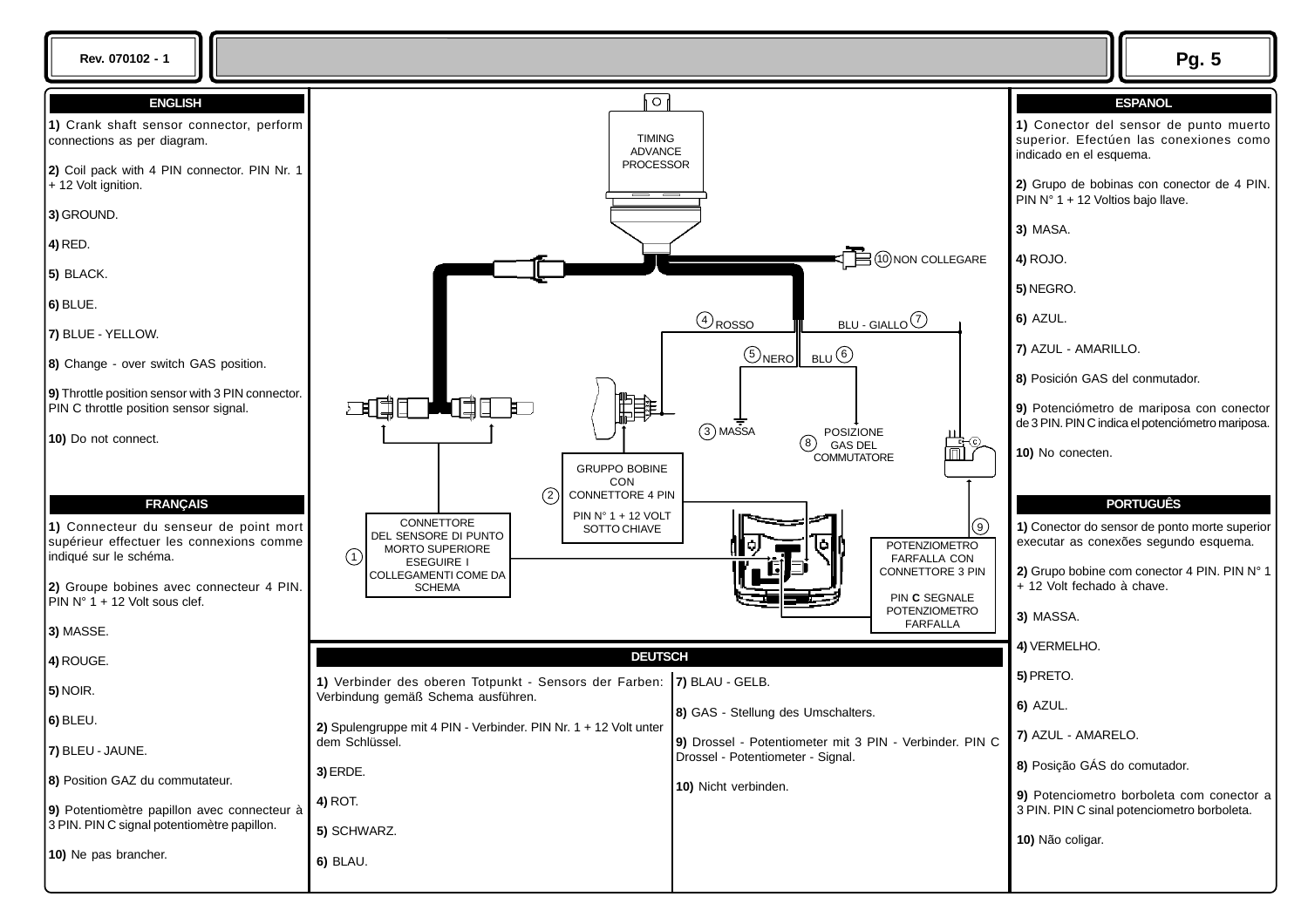## ENGLISH

**1)** Crank shaft sensor connector, perform connections as per diagram.

**2)** Coil pack with 4 PIN connector. PIN Nr. 1 + 12 Volt ignition.

**3)** GROUND.

**4)** RED.

**5)** BLACK.

**6)** BLUE.

**7)** BLUE - YELLOW.

**8)** Change - over switch GAS position.

**9)** Throttle position sensor with 3 PIN connector. PIN C throttle position sensor signal.

**10)** Do not connect.

## FRANÇAIS

**1)** Connecteur du senseur de point mort supérieur effectuer les connexions comme indiqué sur le schéma.

**2)** Groupe bobines avec connecteur 4 PIN. PIN N° 1 + 12 Volt sous clef.

**3)** MASSE.

**4)** ROUGE.

**5)** NOIR.

**6)** BLEU.

**7)** BLEU - JAUNE.

**8)** Position GAZ du commutateur.

**9)** Potentiomètre papillon avec connecteur à 3 PIN. PIN C signal potentiomètre papillon.

**10)** Ne pas brancher.

TIMING ADVANCE PROCESSOR

10 NON COLLEGARE

4 ROSSO

BLU - GIALLO 7

5 NERO

BLU 6

3 MASSA

8 POSIZIONE GAS DEL COMMUTATORE

2 GRUPPO BOBINE CON CONNETTORE 4 PIN

PIN N° 1 + 12 VOLT SOTTO CHIAVE

1 CONNETTORE DEL SENSORE DI PUNTO MORTO SUPERIORE ESEGUIRE I COLLEGAMENTI COME DA SCHEMA

9 POTENZIOMETRO FARFALLA CON CONNETTORE 3 PIN

PIN **C** SEGNALE POTENZIOMETRO FARFALLA

## DEUTSCH

**1)** Verbinder des oberen Totpunkt - Sensors der Farben: Verbindung gemäß Schema ausführen.

**2)** Spulengruppe mit 4 PIN - Verbinder. PIN Nr. 1 + 12 Volt unter dem Schlüssel.

**3)** ERDE.

**4)** ROT.

**5)** SCHWARZ.

**6)** BLAU.

**7)** BLAU - GELB.

**8)** GAS - Stellung des Umschalters.

**9)** Drossel - Potentiometer mit 3 PIN - Verbinder. PIN C Drossel - Potentiometer - Signal.

**10)** Nicht verbinden.

## ESPANOL

**1)** Conector del sensor de punto muerto superior. Efectúen las conexiones como indicado en el esquema.

**2)** Grupo de bobinas con conector de 4 PIN. PIN N° 1 + 12 Voltios bajo llave.

**3)** MASA.

**4)** ROJO.

**5)** NEGRO.

**6)** AZUL.

**7)** AZUL - AMARILLO.

**8)** Posición GAS del conmutador.

**9)** Potenciómetro de mariposa con conector de 3 PIN. PIN C indica el potenciómetro mariposa.

**10)** No conecten.

## PORTUGUÊS

**1)** Conector do sensor de ponto morte superior executar as conexões segundo esquema.

**2)** Grupo bobine com conector 4 PIN. PIN N° 1 + 12 Volt fechado à chave.

**3)** MASSA.

**4)** VERMELHO.

**5)** PRETO.

**6)** AZUL.

**7)** AZUL - AMARELO.

**8)** Posição GÁS do comutador.

**9)** Potenciometro borboleta com conector a 3 PIN. PIN C sinal potenciometro borboleta.

**10)** Não coligar.